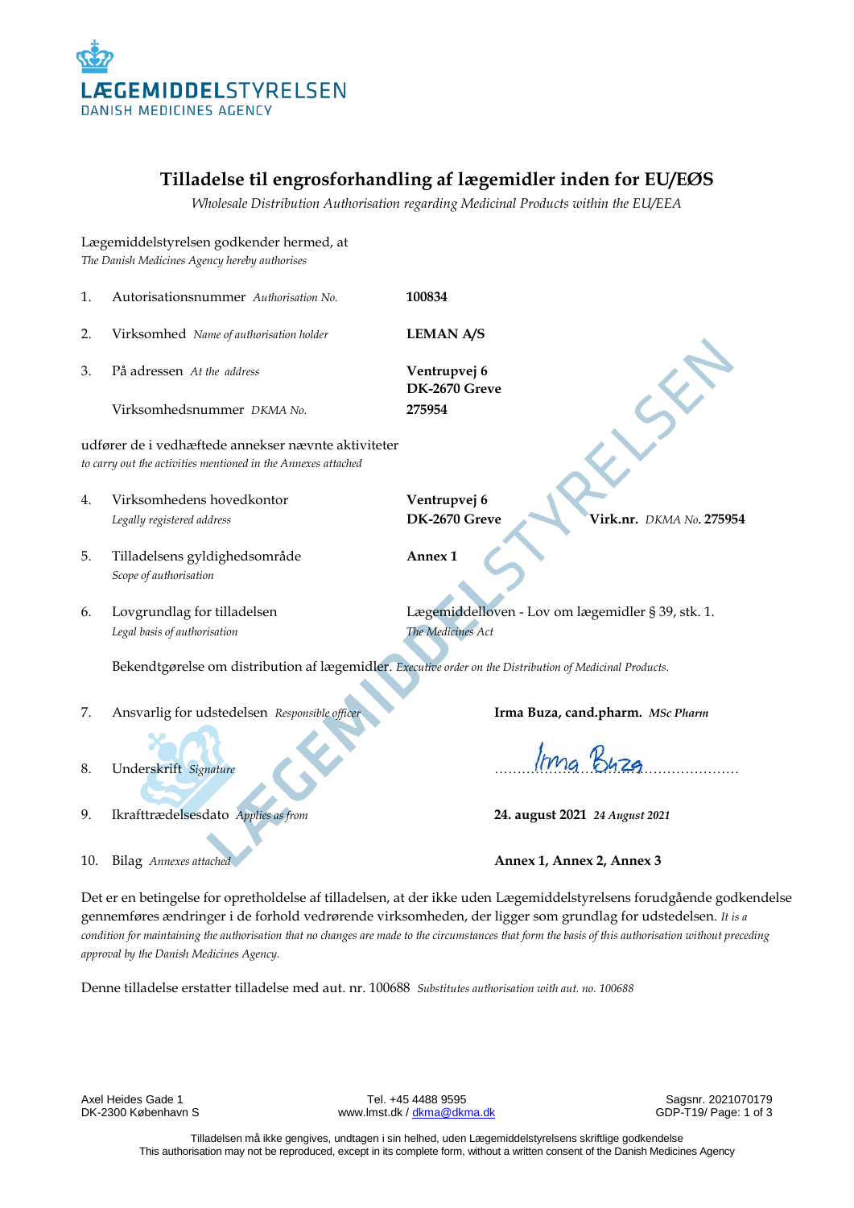LÆGEMIDDELSTYRELSEN
DANISH MEDICINES AGENCY

# Tilladelse til engrosforhandling af lægemidler inden for EU/EØS

*Wholesale Distribution Authorisation regarding Medicinal Products within the EU/EEA*

Lægemiddelstyrelsen godkender hermed, at
*The Danish Medicines Agency hereby authorises*

| | | |
|---|---|---|
| 1. | Autorisationsnummer *Authorisation No.* | **100834** |
| 2. | Virksomhed *Name of authorisation holder* | **LEMAN A/S** |
| 3. | På adressen *At the address* | **Ventrupvej 6**<br>**DK-2670 Greve** |
| | Virksomhedsnummer *DKMA No.* | **275954** |

udfører de i vedhæftede annekser nævnte aktiviteter
*to carry out the activities mentioned in the Annexes attached*

| | | |
|---|---|---|
| 4. | Virksomhedens hovedkontor<br>*Legally registered address* | **Ventrupvej 6**<br>**DK-2670 Greve** **Virk.nr.** *DKMA No.* **275954** |
| 5. | Tilladelsens gyldighedsområde<br>*Scope of authorisation* | **Annex 1** |
| 6. | Lovgrundlag for tilladelsen<br>*Legal basis of authorisation* | Lægemiddelloven - Lov om lægemidler § 39, stk. 1.<br>*The Medicines Act* |

Bekendtgørelse om distribution af lægemidler. *Executive order on the Distribution of Medicinal Products.*

| | | |
|---|---|---|
| 7. | Ansvarlig for udstedelsen *Responsible officer* | **Irma Buza, cand.pharm.** ***MSc Pharm*** |
| 8. | Underskrift *Signature* | Irma Buza |
| 9. | Ikrafttrædelsesdato *Applies as from* | **24. august 2021** ***24 August 2021*** |
| 10. | Bilag *Annexes attached* | **Annex 1, Annex 2, Annex 3** |

Det er en betingelse for opretholdelse af tilladelsen, at der ikke uden Lægemiddelstyrelsens forudgående godkendelse gennemføres ændringer i de forhold vedrørende virksomheden, der ligger som grundlag for udstedelsen. *It is a condition for maintaining the authorisation that no changes are made to the circumstances that form the basis of this authorisation without preceding approval by the Danish Medicines Agency.*

Denne tilladelse erstatter tilladelse med aut. nr. 100688 *Substitutes authorisation with aut. no. 100688*

Axel Heides Gade 1
DK-2300 København S

Tel. +45 4488 9595
www.lmst.dk / dkma@dkma.dk

Sagsnr. 2021070179
GDP-T19/

Tilladelsen må ikke gengives, undtagen i sin helhed, uden Lægemiddelstyrelsens skriftlige godkendelse
This authorisation may not be reproduced, except in its complete form, without a written consent of the Danish Medicines Agency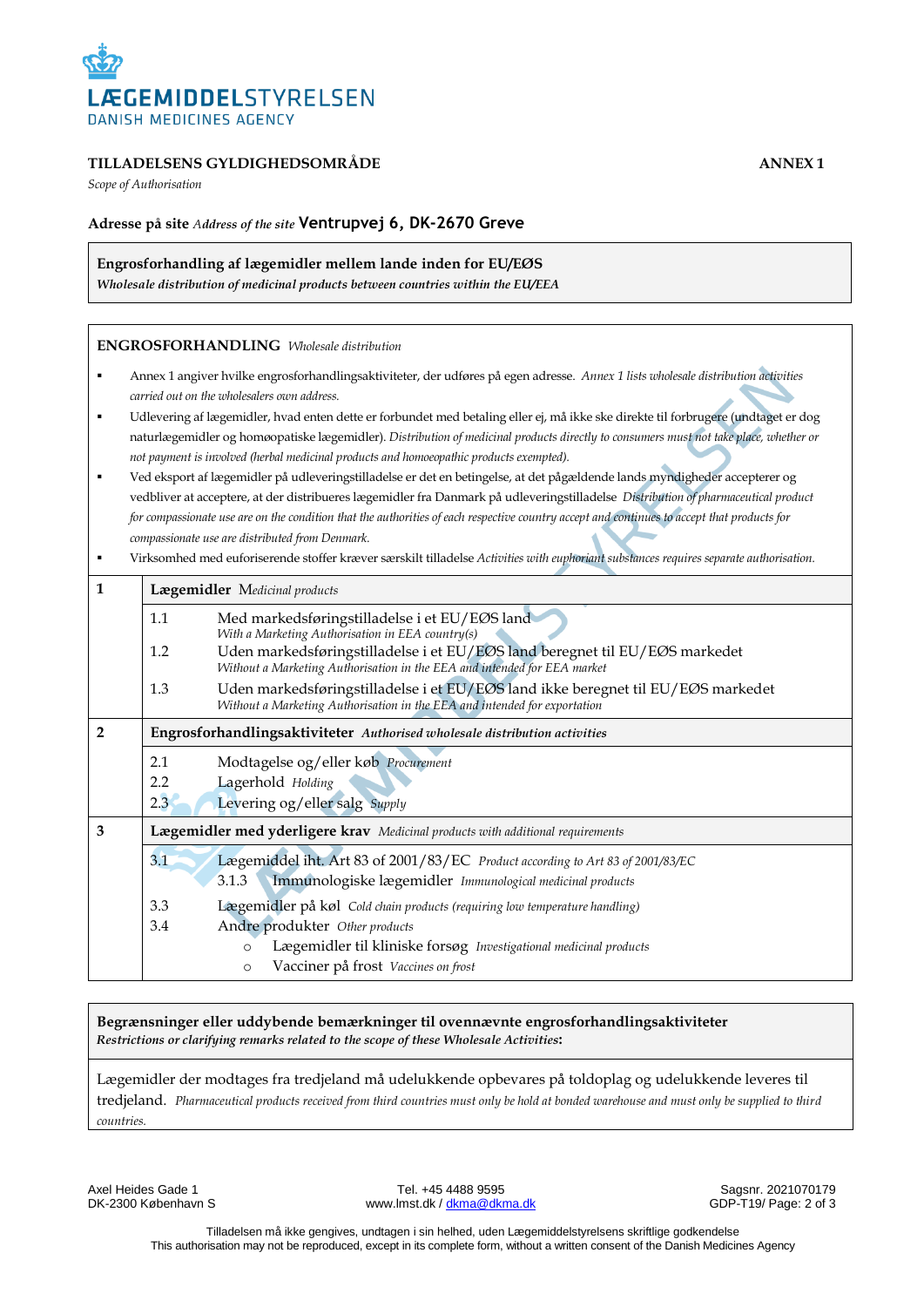**LÆGEMIDDELSTYRELSEN**
DANISH MEDICINES AGENCY

**TILLADELSENS GYLDIGHEDSOMRÅDE** **ANNEX 1**

*Scope of Authorisation*

**Adresse på site** *Address of the site* **Ventrupvej 6, DK-2670 Greve**

**Engrosforhandling af lægemidler mellem lande inden for EU/EØS**
***Wholesale distribution of medicinal products between countries within the EU/EEA***

**ENGROSFORHANDLING** *Wholesale distribution*

- Annex 1 angiver hvilke engrosforhandlingsaktiviteter, der udføres på egen adresse. *Annex 1 lists wholesale distribution activities carried out on the wholesalers own address.*
- Udlevering af lægemidler, hvad enten dette er forbundet med betaling eller ej, må ikke ske direkte til forbrugere (undtaget er dog naturlægemidler og homøopatiske lægemidler). *Distribution of medicinal products directly to consumers must not take place, whether or not payment is involved (herbal medicinal products and homoeopathic products exempted).*
- Ved eksport af lægemidler på udleveringstilladelse er det en betingelse, at det pågældende lands myndigheder accepterer og vedbliver at acceptere, at der distribueres lægemidler fra Danmark på udleveringstilladelse *Distribution of pharmaceutical product for compassionate use are on the condition that the authorities of each respective country accept and continues to accept that products for compassionate use are distributed from Denmark.*
- Virksomhed med euforiserende stoffer kræver særskilt tilladelse *Activities with euphoriant substances requires separate authorisation.*

| | |
|---|---|
| **1** | **Lægemidler** *Medicinal products* |
| | 1.1 Med markedsføringstilladelse i et EU/EØS land<br>*With a Marketing Authorisation in EEA country(s)*<br>1.2 Uden markedsføringstilladelse i et EU/EØS land beregnet til EU/EØS markedet<br>*Without a Marketing Authorisation in the EEA and intended for EEA market*<br>1.3 Uden markedsføringstilladelse i et EU/EØS land ikke beregnet til EU/EØS markedet<br>*Without a Marketing Authorisation in the EEA and intended for exportation* |
| **2** | **Engrosforhandlingsaktiviteter** ***Authorised wholesale distribution activities*** |
| | 2.1 Modtagelse og/eller køb *Procurement*<br>2.2 Lagerhold *Holding*<br>2.3 Levering og/eller salg *Supply* |
| **3** | **Lægemidler med yderligere krav** *Medicinal products with additional requirements* |
| | 3.1 Lægemiddel iht. Art 83 of 2001/83/EC *Product according to Art 83 of 2001/83/EC*<br>3.1.3 Immunologiske lægemidler *Immunological medicinal products*<br>3.3 Lægemidler på køl *Cold chain products (requiring low temperature handling)*<br>3.4 Andre produkter *Other products*<br>○ Lægemidler til kliniske forsøg *Investigational medicinal products*<br>○ Vacciner på frost *Vaccines on frost* |

**Begrænsninger eller uddybende bemærkninger til ovennævnte engrosforhandlingsaktiviteter**
***Restrictions or clarifying remarks related to the scope of these Wholesale Activities*:**

Lægemidler der modtages fra tredjeland må udelukkende opbevares på toldoplag og udelukkende leveres til tredjeland. *Pharmaceutical products received from third countries must only be hold at bonded warehouse and must only be supplied to third countries.*

Axel Heides Gade 1
DK-2300 København S

Tel. +45 4488 9595
www.lmst.dk / dkma@dkma.dk

Sagsnr. 2021070179
GDP-T19/

Tilladelsen må ikke gengives, undtagen i sin helhed, uden Lægemiddelstyrelsens skriftlige godkendelse
This authorisation may not be reproduced, except in its complete form, without a written consent of the Danish Medicines Agency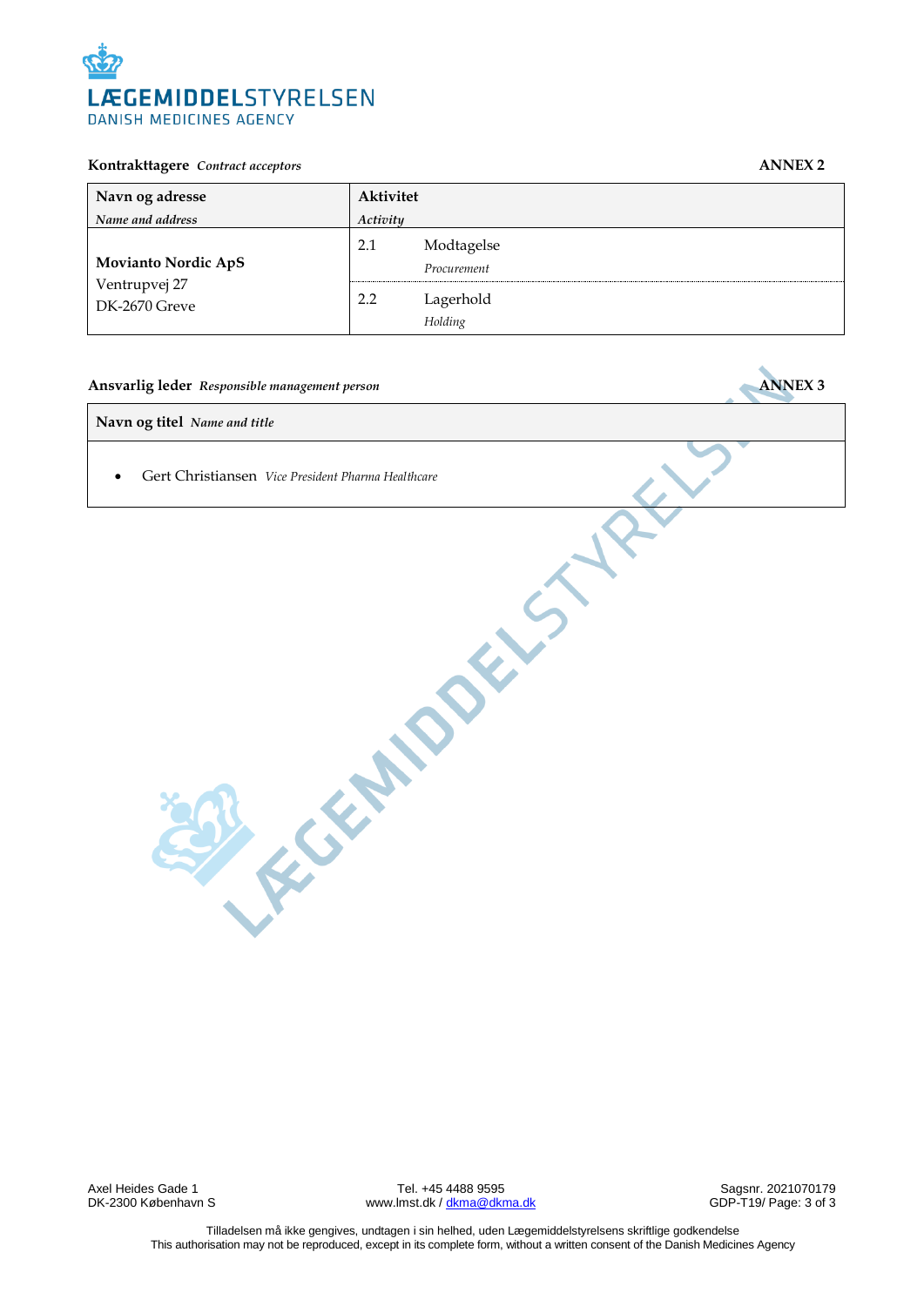**LÆGEMIDDELSTYRELSEN**
DANISH MEDICINES AGENCY

**Kontrakttagere** *Contract acceptors* **ANNEX 2**

| **Navn og adresse** *Name and address* | **Aktivitet** *Activity* | |
|---|---|---|
| **Movianto Nordic ApS** Ventrupvej 27 DK-2670 Greve | 2.1 | Modtagelse *Procurement* |
| | 2.2 | Lagerhold *Holding* |

**Ansvarlig leder** *Responsible management person* **ANNEX 3**

| **Navn og titel** *Name and title* |
|---|
| • Gert Christiansen *Vice President Pharma Healthcare* |

Axel Heides Gade 1
DK-2300 København S

Tel. +45 4488 9595
www.lmst.dk / dkma@dkma.dk

Sagsnr. 2021070179
GDP-T19/ Page: 3 of 3

Tilladelsen må ikke gengives, undtagen i sin helhed, uden Lægemiddelstyrelsens skriftlige godkendelse
This authorisation may not be reproduced, except in its complete form, without a written consent of the Danish Medicines Agency